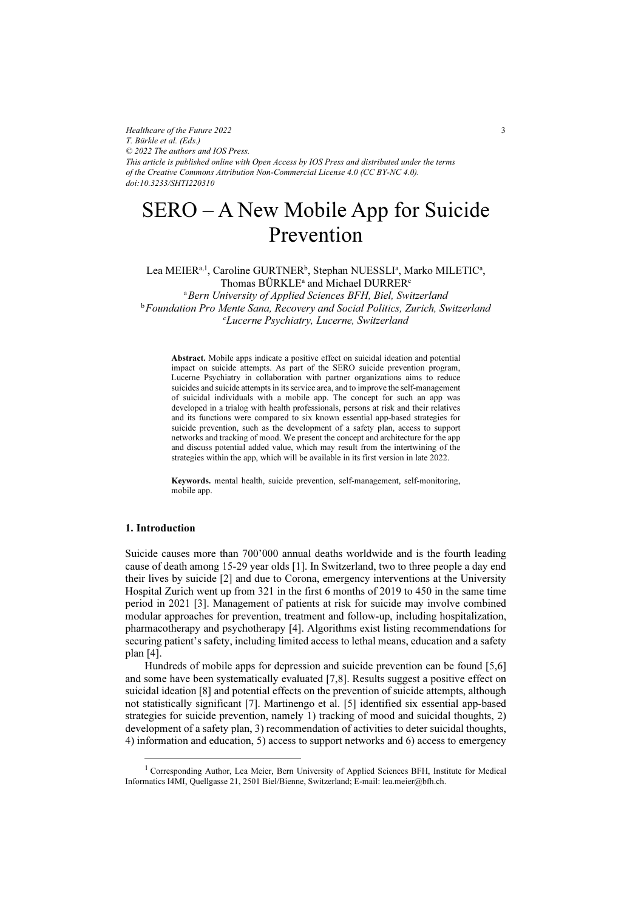# SERO – A New Mobile App for Suicide Prevention

Lea MEIER[a,1], Caroline GURTNER[b], Stephan NUESSLI[a], Marko MILETIC[a], Thomas BÜRKLE[a] and Michael DURRER[c]

[a] *Bern University of Applied Sciences BFH, Biel, Switzerland*
[b] *Foundation Pro Mente Sana, Recovery and Social Politics, Zurich, Switzerland*
[c] *Lucerne Psychiatry, Lucerne, Switzerland*

**Abstract.** Mobile apps indicate a positive effect on suicidal ideation and potential impact on suicide attempts. As part of the SERO suicide prevention program, Lucerne Psychiatry in collaboration with partner organizations aims to reduce suicides and suicide attempts in its service area, and to improve the self-management of suicidal individuals with a mobile app. The concept for such an app was developed in a trialog with health professionals, persons at risk and their relatives and its functions were compared to six known essential app-based strategies for suicide prevention, such as the development of a safety plan, access to support networks and tracking of mood. We present the concept and architecture for the app and discuss potential added value, which may result from the intertwining of the strategies within the app, which will be available in its first version in late 2022.

**Keywords.** mental health, suicide prevention, self-management, self-monitoring, mobile app.

## 1. Introduction

Suicide causes more than 700'000 annual deaths worldwide and is the fourth leading cause of death among 15-29 year olds [1]. In Switzerland, two to three people a day end their lives by suicide [2] and due to Corona, emergency interventions at the University Hospital Zurich went up from 321 in the first 6 months of 2019 to 450 in the same time period in 2021 [3]. Management of patients at risk for suicide may involve combined modular approaches for prevention, treatment and follow-up, including hospitalization, pharmacotherapy and psychotherapy [4]. Algorithms exist listing recommendations for securing patient's safety, including limited access to lethal means, education and a safety plan [4].

Hundreds of mobile apps for depression and suicide prevention can be found [5,6] and some have been systematically evaluated [7,8]. Results suggest a positive effect on suicidal ideation [8] and potential effects on the prevention of suicide attempts, although not statistically significant [7]. Martinengo et al. [5] identified six essential app-based strategies for suicide prevention, namely 1) tracking of mood and suicidal thoughts, 2) development of a safety plan, 3) recommendation of activities to deter suicidal thoughts, 4) information and education, 5) access to support networks and 6) access to emergency

[1] Corresponding Author, Lea Meier, Bern University of Applied Sciences BFH, Institute for Medical Informatics I4MI, Quellgasse 21, 2501 Biel/Bienne, Switzerland; E-mail: lea.meier@bfh.ch.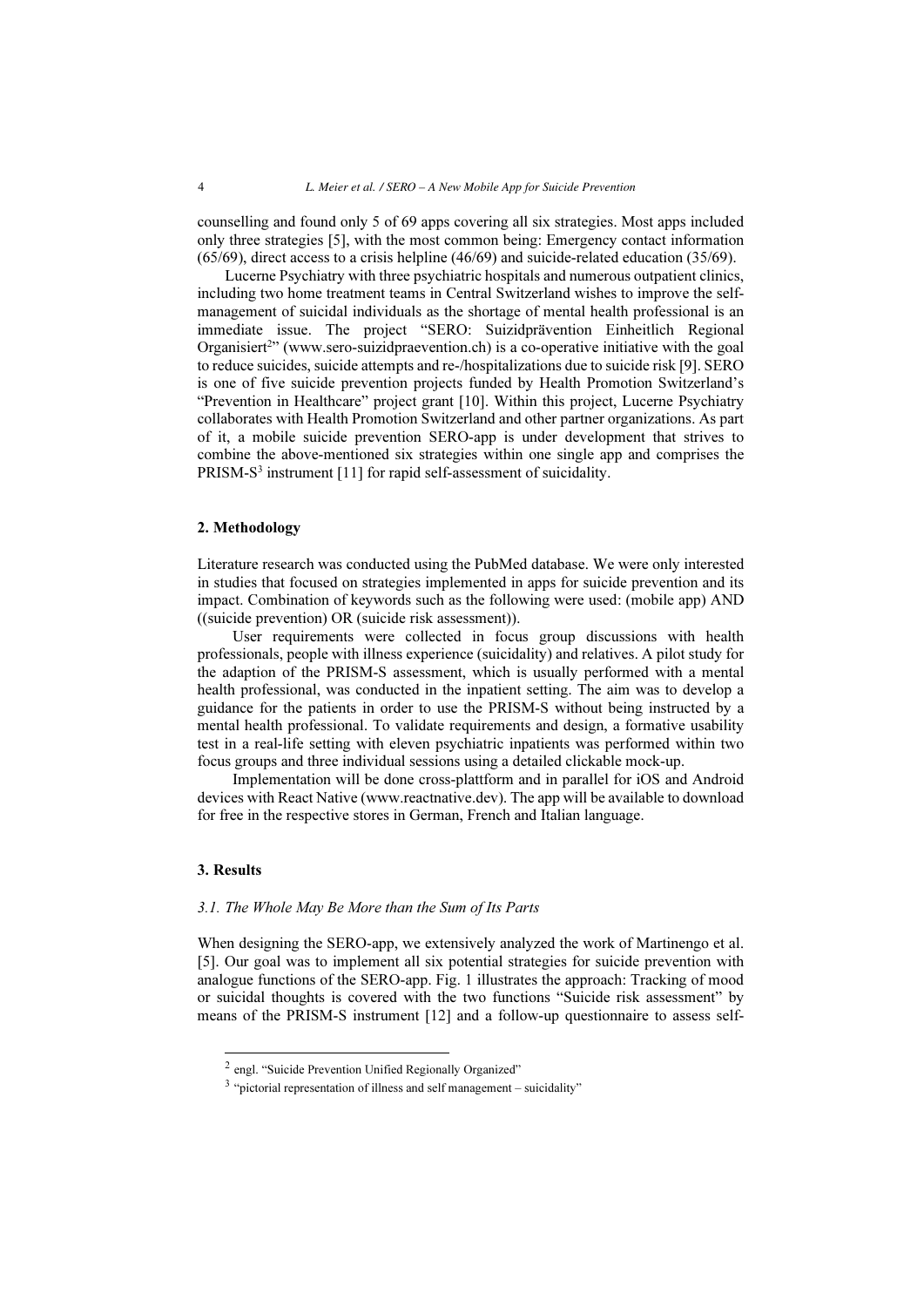counselling and found only 5 of 69 apps covering all six strategies. Most apps included only three strategies [5], with the most common being: Emergency contact information (65/69), direct access to a crisis helpline (46/69) and suicide-related education (35/69).

Lucerne Psychiatry with three psychiatric hospitals and numerous outpatient clinics, including two home treatment teams in Central Switzerland wishes to improve the self-management of suicidal individuals as the shortage of mental health professional is an immediate issue. The project "SERO: Suizidprävention Einheitlich Regional Organisiert[2]" (www.sero-suizidpraevention.ch) is a co-operative initiative with the goal to reduce suicides, suicide attempts and re-/hospitalizations due to suicide risk [9]. SERO is one of five suicide prevention projects funded by Health Promotion Switzerland's "Prevention in Healthcare" project grant [10]. Within this project, Lucerne Psychiatry collaborates with Health Promotion Switzerland and other partner organizations. As part of it, a mobile suicide prevention SERO-app is under development that strives to combine the above-mentioned six strategies within one single app and comprises the PRISM-S[3] instrument [11] for rapid self-assessment of suicidality.

## 2. Methodology

Literature research was conducted using the PubMed database. We were only interested in studies that focused on strategies implemented in apps for suicide prevention and its impact. Combination of keywords such as the following were used: (mobile app) AND ((suicide prevention) OR (suicide risk assessment)).

User requirements were collected in focus group discussions with health professionals, people with illness experience (suicidality) and relatives. A pilot study for the adaption of the PRISM-S assessment, which is usually performed with a mental health professional, was conducted in the inpatient setting. The aim was to develop a guidance for the patients in order to use the PRISM-S without being instructed by a mental health professional. To validate requirements and design, a formative usability test in a real-life setting with eleven psychiatric inpatients was performed within two focus groups and three individual sessions using a detailed clickable mock-up.

Implementation will be done cross-plattform and in parallel for iOS and Android devices with React Native (www.reactnative.dev). The app will be available to download for free in the respective stores in German, French and Italian language.

## 3. Results

### *3.1. The Whole May Be More than the Sum of Its Parts*

When designing the SERO-app, we extensively analyzed the work of Martinengo et al. [5]. Our goal was to implement all six potential strategies for suicide prevention with analogue functions of the SERO-app. Fig. 1 illustrates the approach: Tracking of mood or suicidal thoughts is covered with the two functions "Suicide risk assessment" by means of the PRISM-S instrument [12] and a follow-up questionnaire to assess self-

---

[2] engl. "Suicide Prevention Unified Regionally Organized"

[3] "pictorial representation of illness and self management – suicidality"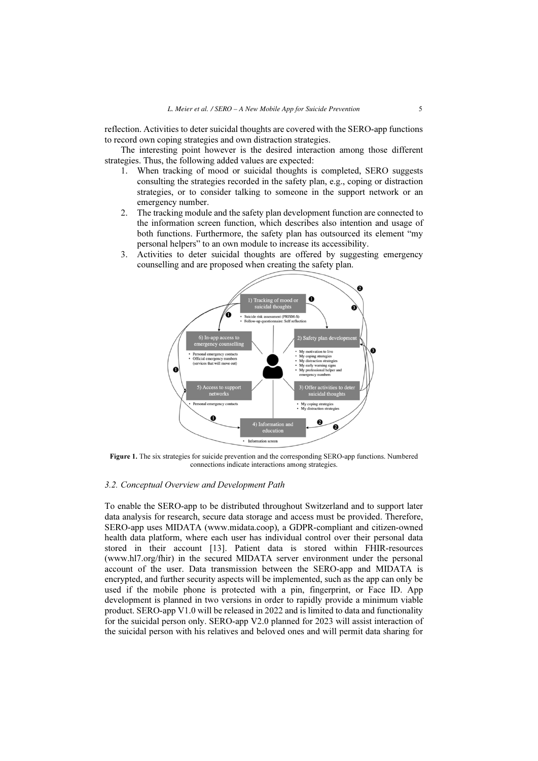reflection. Activities to deter suicidal thoughts are covered with the SERO-app functions to record own coping strategies and own distraction strategies.

The interesting point however is the desired interaction among those different strategies. Thus, the following added values are expected:

1. When tracking of mood or suicidal thoughts is completed, SERO suggests consulting the strategies recorded in the safety plan, e.g., coping or distraction strategies, or to consider talking to someone in the support network or an emergency number.
2. The tracking module and the safety plan development function are connected to the information screen function, which describes also intention and usage of both functions. Furthermore, the safety plan has outsourced its element "my personal helpers" to an own module to increase its accessibility.
3. Activities to deter suicidal thoughts are offered by suggesting emergency counselling and are proposed when creating the safety plan.

**Figure 1.** The six strategies for suicide prevention and the corresponding SERO-app functions. Numbered connections indicate interactions among strategies.

### 3.2. Conceptual Overview and Development Path

To enable the SERO-app to be distributed throughout Switzerland and to support later data analysis for research, secure data storage and access must be provided. Therefore, SERO-app uses MIDATA (www.midata.coop), a GDPR-compliant and citizen-owned health data platform, where each user has individual control over their personal data stored in their account [13]. Patient data is stored within FHIR-resources (www.hl7.org/fhir) in the secured MIDATA server environment under the personal account of the user. Data transmission between the SERO-app and MIDATA is encrypted, and further security aspects will be implemented, such as the app can only be used if the mobile phone is protected with a pin, fingerprint, or Face ID. App development is planned in two versions in order to rapidly provide a minimum viable product. SERO-app V1.0 will be released in 2022 and is limited to data and functionality for the suicidal person only. SERO-app V2.0 planned for 2023 will assist interaction of the suicidal person with his relatives and beloved ones and will permit data sharing for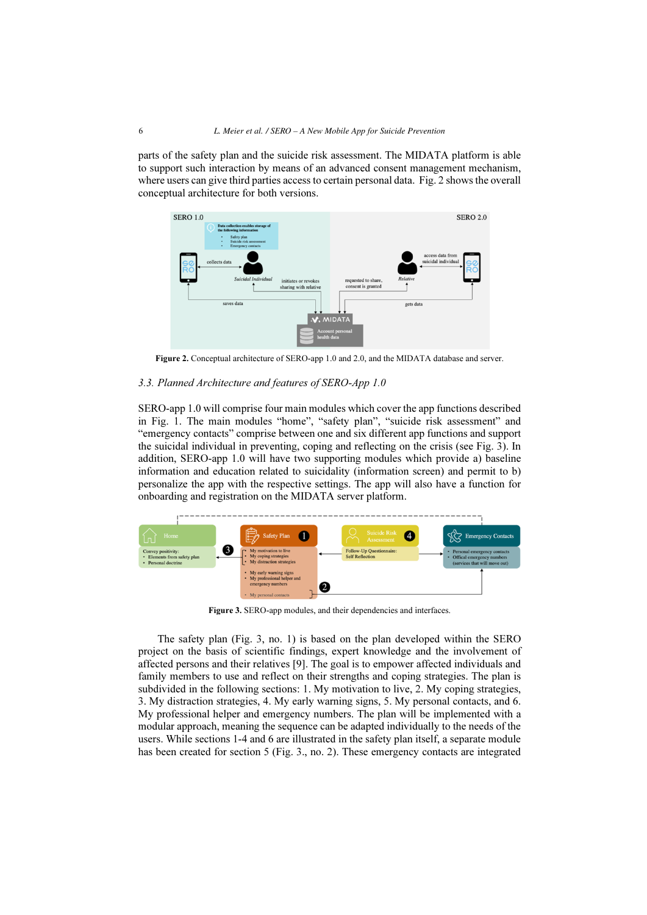parts of the safety plan and the suicide risk assessment. The MIDATA platform is able to support such interaction by means of an advanced consent management mechanism, where users can give third parties access to certain personal data. Fig. 2 shows the overall conceptual architecture for both versions.

**Figure 2.** Conceptual architecture of SERO-app 1.0 and 2.0, and the MIDATA database and server.

### 3.3. Planned Architecture and features of SERO-App 1.0

SERO-app 1.0 will comprise four main modules which cover the app functions described in Fig. 1. The main modules "home", "safety plan", "suicide risk assessment" and "emergency contacts" comprise between one and six different app functions and support the suicidal individual in preventing, coping and reflecting on the crisis (see Fig. 3). In addition, SERO-app 1.0 will have two supporting modules which provide a) baseline information and education related to suicidality (information screen) and permit to b) personalize the app with the respective settings. The app will also have a function for onboarding and registration on the MIDATA server platform.

**Figure 3.** SERO-app modules, and their dependencies and interfaces.

The safety plan (Fig. 3, no. 1) is based on the plan developed within the SERO project on the basis of scientific findings, expert knowledge and the involvement of affected persons and their relatives [9]. The goal is to empower affected individuals and family members to use and reflect on their strengths and coping strategies. The plan is subdivided in the following sections: 1. My motivation to live, 2. My coping strategies, 3. My distraction strategies, 4. My early warning signs, 5. My personal contacts, and 6. My professional helper and emergency numbers. The plan will be implemented with a modular approach, meaning the sequence can be adapted individually to the needs of the users. While sections 1-4 and 6 are illustrated in the safety plan itself, a separate module has been created for section 5 (Fig. 3., no. 2). These emergency contacts are integrated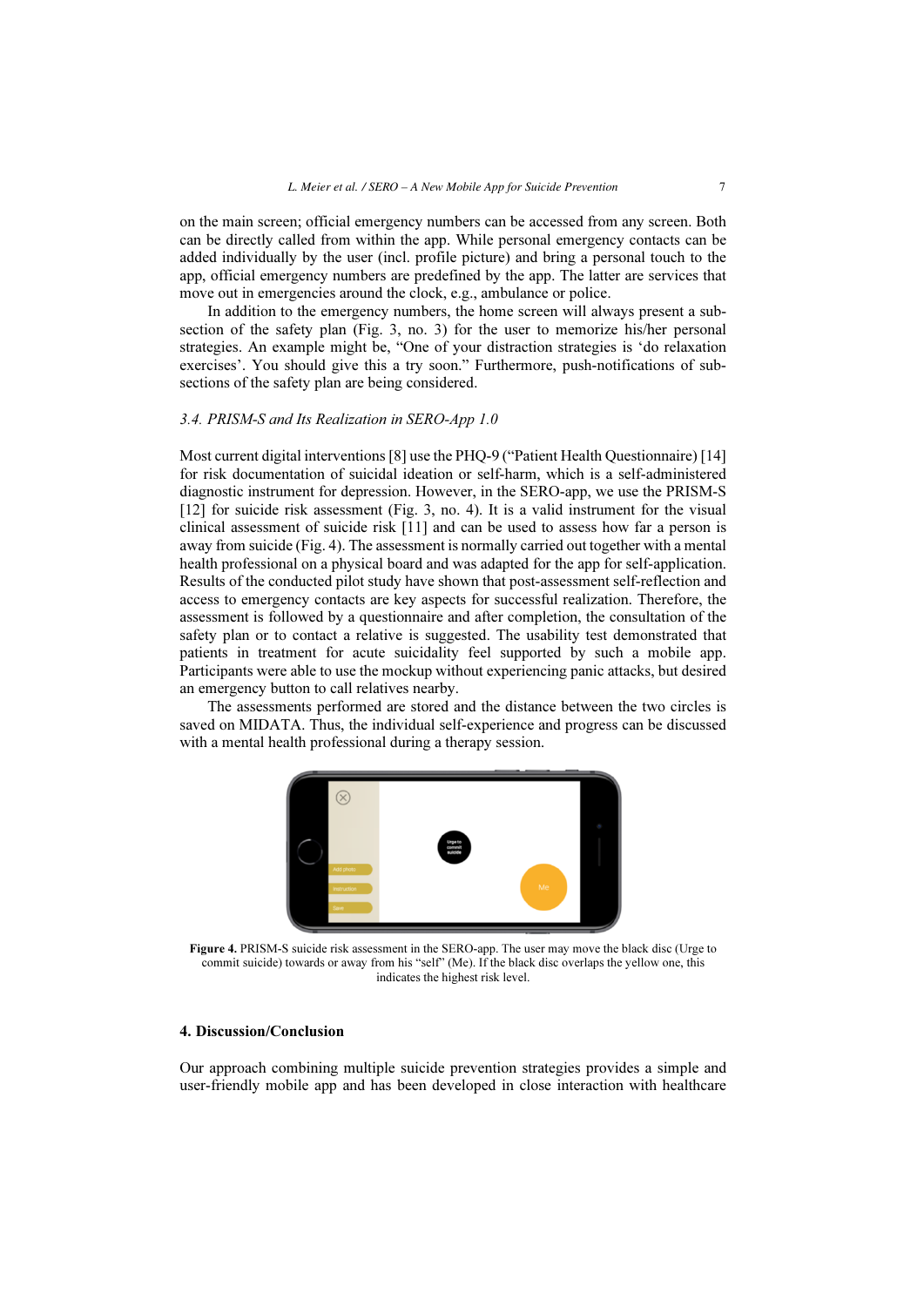on the main screen; official emergency numbers can be accessed from any screen. Both can be directly called from within the app. While personal emergency contacts can be added individually by the user (incl. profile picture) and bring a personal touch to the app, official emergency numbers are predefined by the app. The latter are services that move out in emergencies around the clock, e.g., ambulance or police.

In addition to the emergency numbers, the home screen will always present a sub-section of the safety plan (Fig. 3, no. 3) for the user to memorize his/her personal strategies. An example might be, "One of your distraction strategies is 'do relaxation exercises'. You should give this a try soon." Furthermore, push-notifications of sub-sections of the safety plan are being considered.

### 3.4. PRISM-S and Its Realization in SERO-App 1.0

Most current digital interventions [8] use the PHQ-9 ("Patient Health Questionnaire) [14] for risk documentation of suicidal ideation or self-harm, which is a self-administered diagnostic instrument for depression. However, in the SERO-app, we use the PRISM-S [12] for suicide risk assessment (Fig. 3, no. 4). It is a valid instrument for the visual clinical assessment of suicide risk [11] and can be used to assess how far a person is away from suicide (Fig. 4). The assessment is normally carried out together with a mental health professional on a physical board and was adapted for the app for self-application. Results of the conducted pilot study have shown that post-assessment self-reflection and access to emergency contacts are key aspects for successful realization. Therefore, the assessment is followed by a questionnaire and after completion, the consultation of the safety plan or to contact a relative is suggested. The usability test demonstrated that patients in treatment for acute suicidality feel supported by such a mobile app. Participants were able to use the mockup without experiencing panic attacks, but desired an emergency button to call relatives nearby.

The assessments performed are stored and the distance between the two circles is saved on MIDATA. Thus, the individual self-experience and progress can be discussed with a mental health professional during a therapy session.

**Figure 4.** PRISM-S suicide risk assessment in the SERO-app. The user may move the black disc (Urge to commit suicide) towards or away from his "self" (Me). If the black disc overlaps the yellow one, this indicates the highest risk level.

## 4. Discussion/Conclusion

Our approach combining multiple suicide prevention strategies provides a simple and user-friendly mobile app and has been developed in close interaction with healthcare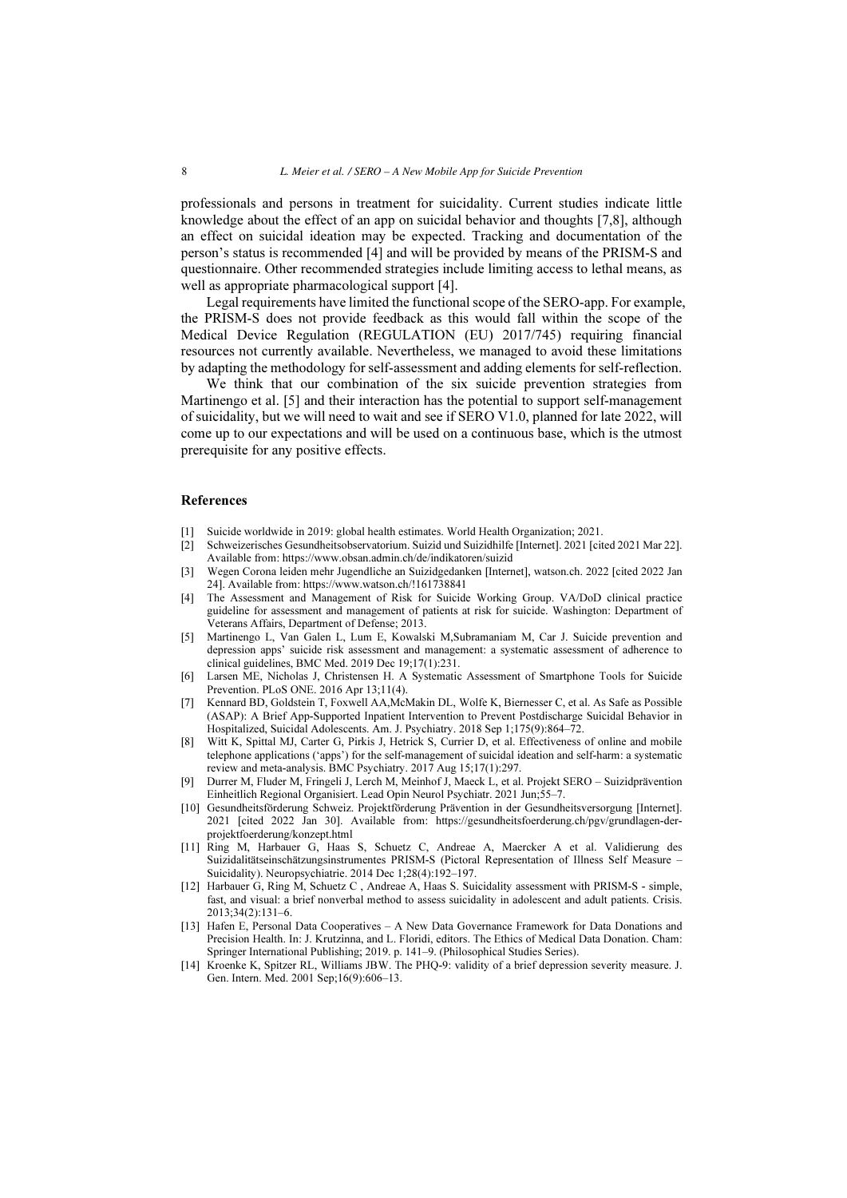professionals and persons in treatment for suicidality. Current studies indicate little knowledge about the effect of an app on suicidal behavior and thoughts [7,8], although an effect on suicidal ideation may be expected. Tracking and documentation of the person's status is recommended [4] and will be provided by means of the PRISM-S and questionnaire. Other recommended strategies include limiting access to lethal means, as well as appropriate pharmacological support [4].

Legal requirements have limited the functional scope of the SERO-app. For example, the PRISM-S does not provide feedback as this would fall within the scope of the Medical Device Regulation (REGULATION (EU) 2017/745) requiring financial resources not currently available. Nevertheless, we managed to avoid these limitations by adapting the methodology for self-assessment and adding elements for self-reflection.

We think that our combination of the six suicide prevention strategies from Martinengo et al. [5] and their interaction has the potential to support self-management of suicidality, but we will need to wait and see if SERO V1.0, planned for late 2022, will come up to our expectations and will be used on a continuous base, which is the utmost prerequisite for any positive effects.

## References

[1] Suicide worldwide in 2019: global health estimates. World Health Organization; 2021.

[2] Schweizerisches Gesundheitsobservatorium. Suizid und Suizidhilfe [Internet]. 2021 [cited 2021 Mar 22]. Available from: https://www.obsan.admin.ch/de/indikatoren/suizid

[3] Wegen Corona leiden mehr Jugendliche an Suizidgedanken [Internet], watson.ch. 2022 [cited 2022 Jan 24]. Available from: https://www.watson.ch/!161738841

[4] The Assessment and Management of Risk for Suicide Working Group. VA/DoD clinical practice guideline for assessment and management of patients at risk for suicide. Washington: Department of Veterans Affairs, Department of Defense; 2013.

[5] Martinengo L, Van Galen L, Lum E, Kowalski M,Subramaniam M, Car J. Suicide prevention and depression apps' suicide risk assessment and management: a systematic assessment of adherence to clinical guidelines, BMC Med. 2019 Dec 19;17(1):231.

[6] Larsen ME, Nicholas J, Christensen H. A Systematic Assessment of Smartphone Tools for Suicide Prevention. PLoS ONE. 2016 Apr 13;11(4).

[7] Kennard BD, Goldstein T, Foxwell AA,McMakin DL, Wolfe K, Biernesser C, et al. As Safe as Possible (ASAP): A Brief App-Supported Inpatient Intervention to Prevent Postdischarge Suicidal Behavior in Hospitalized, Suicidal Adolescents. Am. J. Psychiatry. 2018 Sep 1;175(9):864–72.

[8] Witt K, Spittal MJ, Carter G, Pirkis J, Hetrick S, Currier D, et al. Effectiveness of online and mobile telephone applications ('apps') for the self-management of suicidal ideation and self-harm: a systematic review and meta-analysis. BMC Psychiatry. 2017 Aug 15;17(1):297.

[9] Durrer M, Fluder M, Fringeli J, Lerch M, Meinhof J, Maeck L, et al. Projekt SERO – Suizidprävention Einheitlich Regional Organisiert. Lead Opin Neurol Psychiatr. 2021 Jun;55–7.

[10] Gesundheitsförderung Schweiz. Projektförderung Prävention in der Gesundheitsversorgung [Internet]. 2021 [cited 2022 Jan 30]. Available from: https://gesundheitsfoerderung.ch/pgv/grundlagen-der-projektfoerderung/konzept.html

[11] Ring M, Harbauer G, Haas S, Schuetz C, Andreae A, Maercker A et al. Validierung des Suizidalitätseinschätzungsinstrumentes PRISM-S (Pictoral Representation of Illness Self Measure – Suicidality). Neuropsychiatrie. 2014 Dec 1;28(4):192–197.

[12] Harbauer G, Ring M, Schuetz C , Andreae A, Haas S. Suicidality assessment with PRISM-S - simple, fast, and visual: a brief nonverbal method to assess suicidality in adolescent and adult patients. Crisis. 2013;34(2):131–6.

[13] Hafen E, Personal Data Cooperatives – A New Data Governance Framework for Data Donations and Precision Health. In: J. Krutzinna, and L. Floridi, editors. The Ethics of Medical Data Donation. Cham: Springer International Publishing; 2019. p. 141–9. (Philosophical Studies Series).

[14] Kroenke K, Spitzer RL, Williams JBW. The PHQ-9: validity of a brief depression severity measure. J. Gen. Intern. Med. 2001 Sep;16(9):606–13.